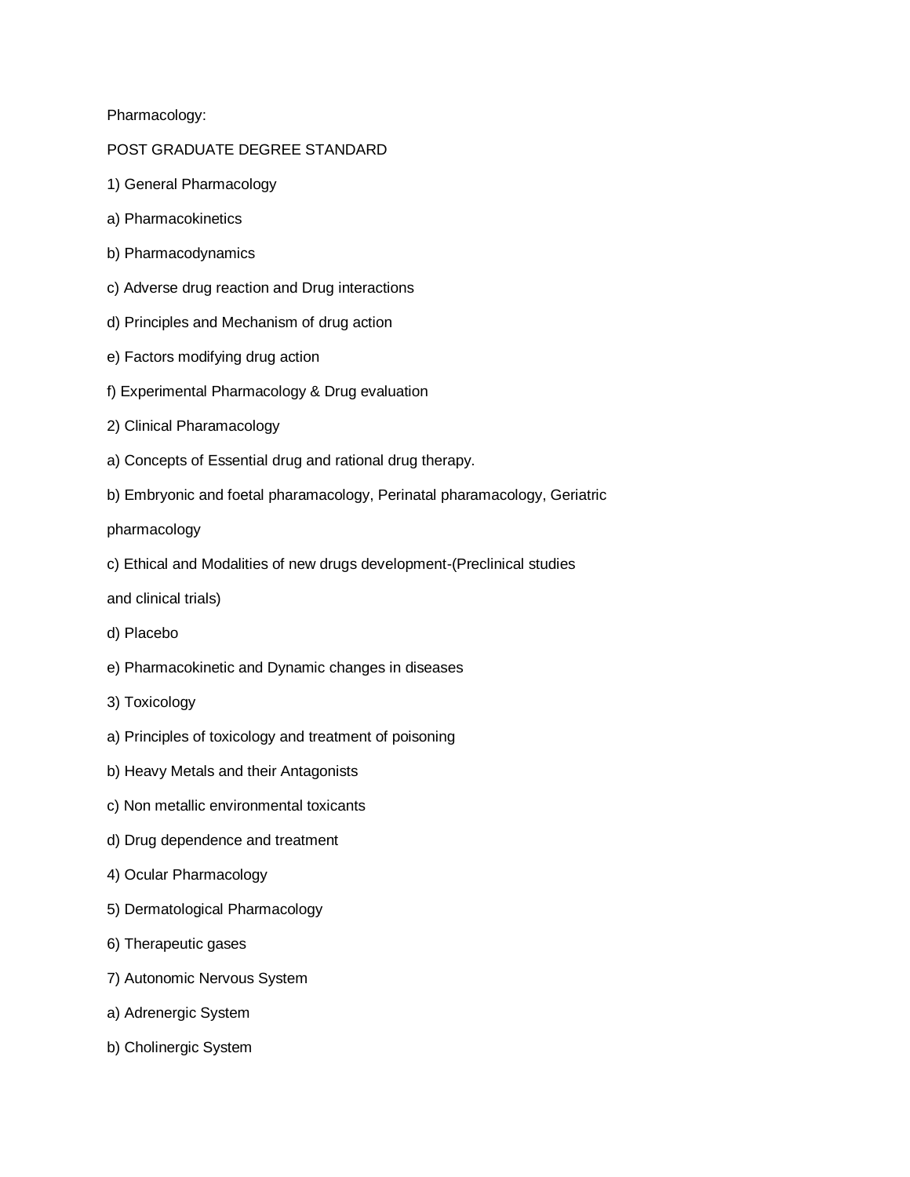Pharmacology:

POST GRADUATE DEGREE STANDARD

1) General Pharmacology

a) Pharmacokinetics

b) Pharmacodynamics

c) Adverse drug reaction and Drug interactions

d) Principles and Mechanism of drug action

e) Factors modifying drug action

f) Experimental Pharmacology & Drug evaluation

2) Clinical Pharamacology

a) Concepts of Essential drug and rational drug therapy.

b) Embryonic and foetal pharamacology, Perinatal pharamacology, Geriatric pharmacology

c) Ethical and Modalities of new drugs development-(Preclinical studies and clinical trials)

d) Placebo

e) Pharmacokinetic and Dynamic changes in diseases

3) Toxicology

a) Principles of toxicology and treatment of poisoning

b) Heavy Metals and their Antagonists

c) Non metallic environmental toxicants

d) Drug dependence and treatment

4) Ocular Pharmacology

5) Dermatological Pharmacology

6) Therapeutic gases

7) Autonomic Nervous System

a) Adrenergic System

b) Cholinergic System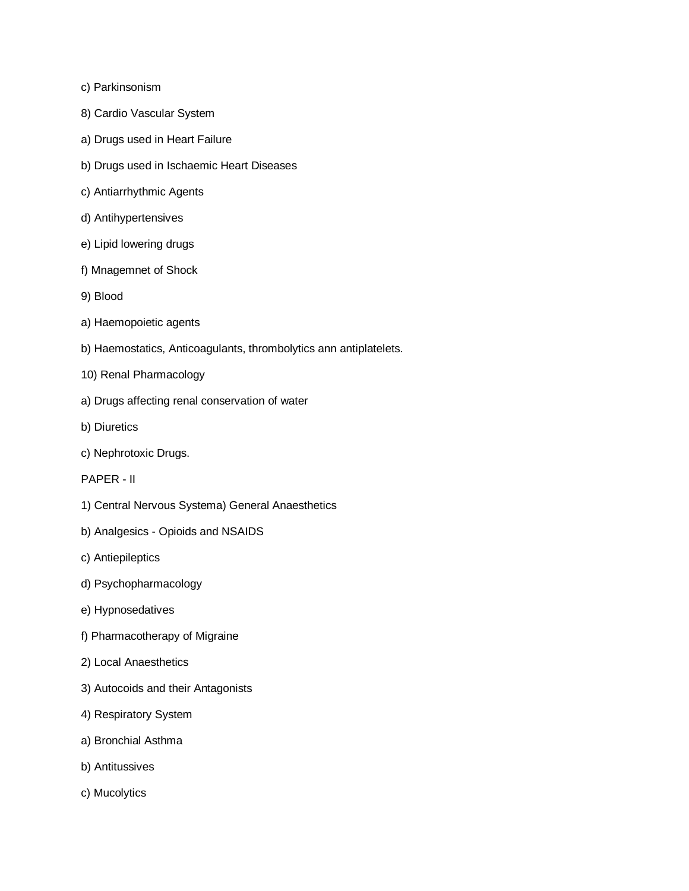c) Parkinsonism

8) Cardio Vascular System

a) Drugs used in Heart Failure

b) Drugs used in Ischaemic Heart Diseases

c) Antiarrhythmic Agents

d) Antihypertensives

e) Lipid lowering drugs

f) Mnagemnet of Shock

9) Blood

a) Haemopoietic agents

b) Haemostatics, Anticoagulants, thrombolytics ann antiplatelets.

10) Renal Pharmacology

a) Drugs affecting renal conservation of water

b) Diuretics

c) Nephrotoxic Drugs.

PAPER - II

1) Central Nervous Systema) General Anaesthetics

b) Analgesics - Opioids and NSAIDS

c) Antiepileptics

d) Psychopharmacology

e) Hypnosedatives

f) Pharmacotherapy of Migraine

2) Local Anaesthetics

3) Autocoids and their Antagonists

4) Respiratory System

a) Bronchial Asthma

b) Antitussives

c) Mucolytics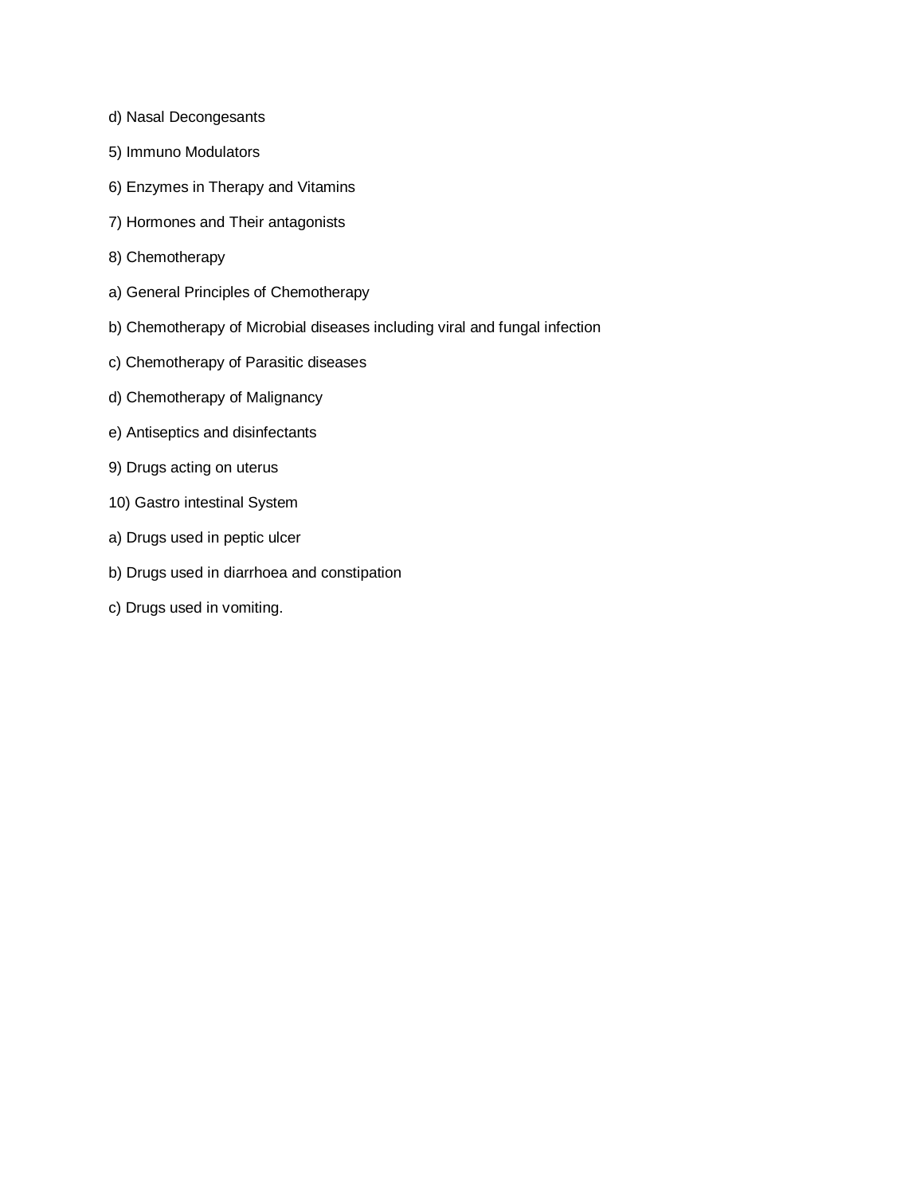d) Nasal Decongesants

5) Immuno Modulators

6) Enzymes in Therapy and Vitamins

7) Hormones and Their antagonists

8) Chemotherapy

a) General Principles of Chemotherapy

b) Chemotherapy of Microbial diseases including viral and fungal infection

c) Chemotherapy of Parasitic diseases

d) Chemotherapy of Malignancy

e) Antiseptics and disinfectants

9) Drugs acting on uterus

10) Gastro intestinal System

a) Drugs used in peptic ulcer

b) Drugs used in diarrhoea and constipation

c) Drugs used in vomiting.